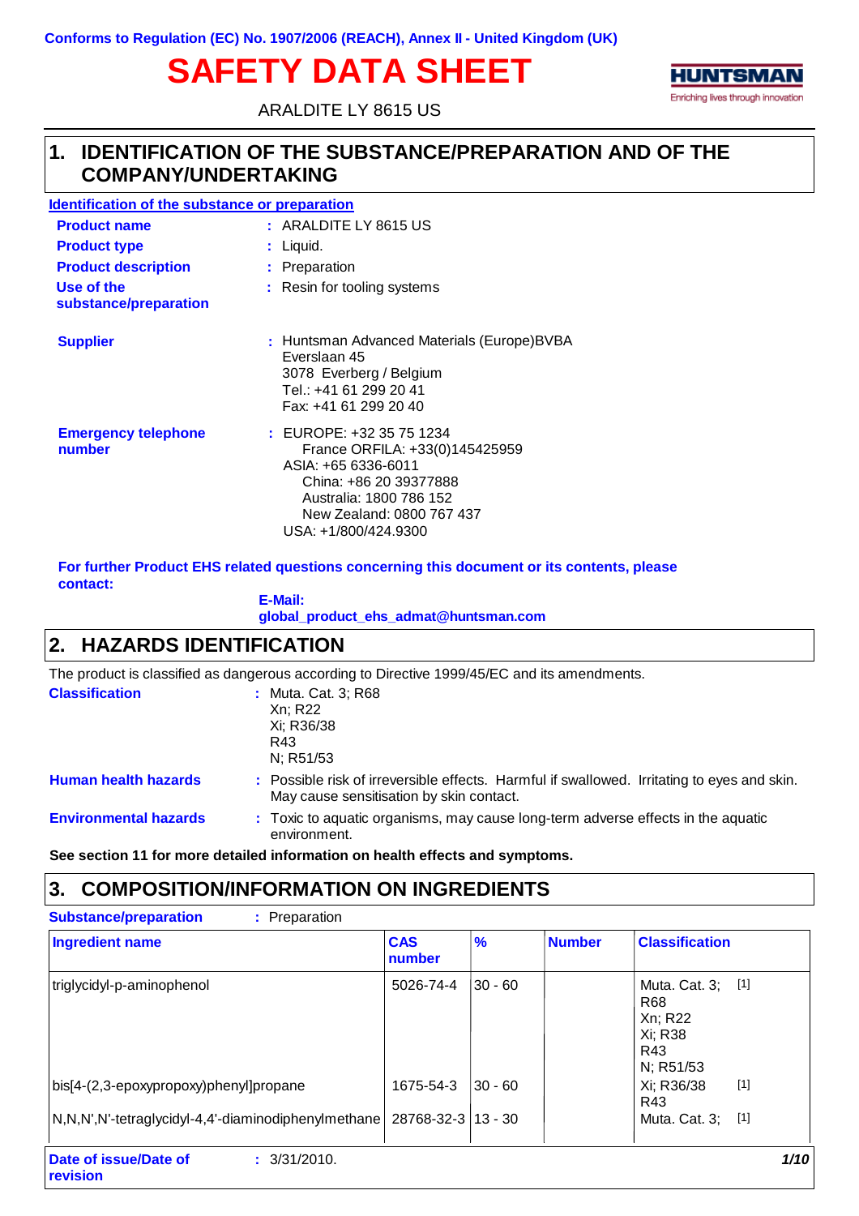Conforms to Regulation (EC) No. 1907/2006 (REACH), Annex II - United Kingdom (UK)

# SAFETY DATA SHEET

ARALDITE LY 8615 US

## 1. IDENTIFICATION OF THE SUBSTANCE/PREPARATION AND OF THE COMPANY/UNDERTAKING

**Identification of the substance or preparation**

**Product name** : ARALDITE LY 8615 US

**Product type** : Liquid.

**Product description** : Preparation

**Use of the substance/preparation** : Resin for tooling systems

**Supplier** : Huntsman Advanced Materials (Europe)BVBA
Everslaan 45
3078 Everberg / Belgium
Tel.: +41 61 299 20 41
Fax: +41 61 299 20 40

**Emergency telephone number** : EUROPE: +32 35 75 1234
France ORFILA: +33(0)145425959
ASIA: +65 6336-6011
China: +86 20 39377888
Australia: 1800 786 152
New Zealand: 0800 767 437
USA: +1/800/424.9300

**For further Product EHS related questions concerning this document or its contents, please contact:**

**E-Mail: global_product_ehs_admat@huntsman.com**

## 2. HAZARDS IDENTIFICATION

The product is classified as dangerous according to Directive 1999/45/EC and its amendments.

**Classification** : Muta. Cat. 3; R68
Xn; R22
Xi; R36/38
R43
N; R51/53

**Human health hazards** : Possible risk of irreversible effects. Harmful if swallowed. Irritating to eyes and skin. May cause sensitisation by skin contact.

**Environmental hazards** : Toxic to aquatic organisms, may cause long-term adverse effects in the aquatic environment.

**See section 11 for more detailed information on health effects and symptoms.**

## 3. COMPOSITION/INFORMATION ON INGREDIENTS

**Substance/preparation** : Preparation

| Ingredient name | CAS number | % | Number | Classification | |
|---|---|---|---|---|---|
| triglycidyl-p-aminophenol | 5026-74-4 | 30 - 60 | | Muta. Cat. 3; R68<br>Xn; R22<br>Xi; R38<br>R43<br>N; R51/53 | [1] |
| bis[4-(2,3-epoxypropoxy)phenyl]propane | 1675-54-3 | 30 - 60 | | Xi; R36/38<br>R43 | [1] |
| N,N,N',N'-tetraglycidyl-4,4'-diaminodiphenylmethane | 28768-32-3 | 13 - 30 | | Muta. Cat. 3; | [1] |

**Date of issue/Date of revision** : 3/31/2010.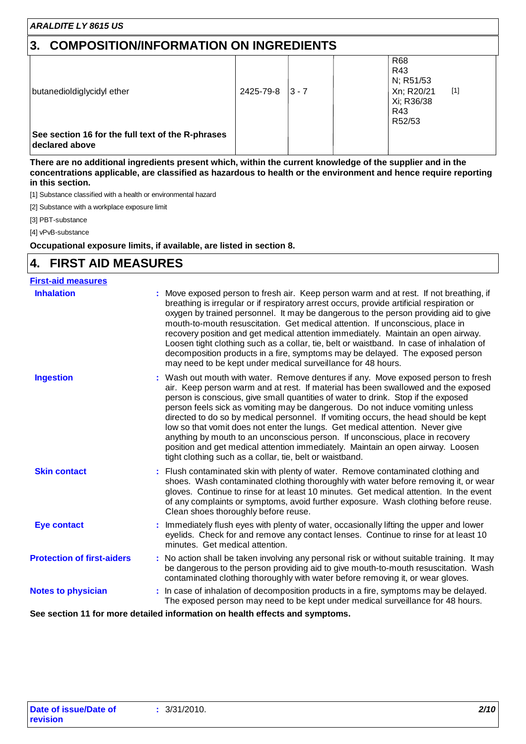## 3. COMPOSITION/INFORMATION ON INGREDIENTS

| | | | | | |
|---|---|---|---|---|---|
| butanedioldiglycidyl ether | 2425-79-8 | 3 - 7 | | R68<br>R43<br>N; R51/53<br>Xn; R20/21<br>Xi; R36/38<br>R43<br>R52/53 | [1] |
| **See section 16 for the full text of the R-phrases declared above** | | | | | |

**There are no additional ingredients present which, within the current knowledge of the supplier and in the concentrations applicable, are classified as hazardous to health or the environment and hence require reporting in this section.**

[1] Substance classified with a health or environmental hazard

[2] Substance with a workplace exposure limit

[3] PBT-substance

[4] vPvB-substance

**Occupational exposure limits, if available, are listed in section 8.**

## 4. FIRST AID MEASURES

**First-aid measures**

**Inhalation** : Move exposed person to fresh air. Keep person warm and at rest. If not breathing, if breathing is irregular or if respiratory arrest occurs, provide artificial respiration or oxygen by trained personnel. It may be dangerous to the person providing aid to give mouth-to-mouth resuscitation. Get medical attention. If unconscious, place in recovery position and get medical attention immediately. Maintain an open airway. Loosen tight clothing such as a collar, tie, belt or waistband. In case of inhalation of decomposition products in a fire, symptoms may be delayed. The exposed person may need to be kept under medical surveillance for 48 hours.

**Ingestion** : Wash out mouth with water. Remove dentures if any. Move exposed person to fresh air. Keep person warm and at rest. If material has been swallowed and the exposed person is conscious, give small quantities of water to drink. Stop if the exposed person feels sick as vomiting may be dangerous. Do not induce vomiting unless directed to do so by medical personnel. If vomiting occurs, the head should be kept low so that vomit does not enter the lungs. Get medical attention. Never give anything by mouth to an unconscious person. If unconscious, place in recovery position and get medical attention immediately. Maintain an open airway. Loosen tight clothing such as a collar, tie, belt or waistband.

**Skin contact** : Flush contaminated skin with plenty of water. Remove contaminated clothing and shoes. Wash contaminated clothing thoroughly with water before removing it, or wear gloves. Continue to rinse for at least 10 minutes. Get medical attention. In the event of any complaints or symptoms, avoid further exposure. Wash clothing before reuse. Clean shoes thoroughly before reuse.

**Eye contact** : Immediately flush eyes with plenty of water, occasionally lifting the upper and lower eyelids. Check for and remove any contact lenses. Continue to rinse for at least 10 minutes. Get medical attention.

**Protection of first-aiders** : No action shall be taken involving any personal risk or without suitable training. It may be dangerous to the person providing aid to give mouth-to-mouth resuscitation. Wash contaminated clothing thoroughly with water before removing it, or wear gloves.

**Notes to physician** : In case of inhalation of decomposition products in a fire, symptoms may be delayed. The exposed person may need to be kept under medical surveillance for 48 hours.

**See section 11 for more detailed information on health effects and symptoms.**

**Date of issue/Date of revision** : 3/31/2010.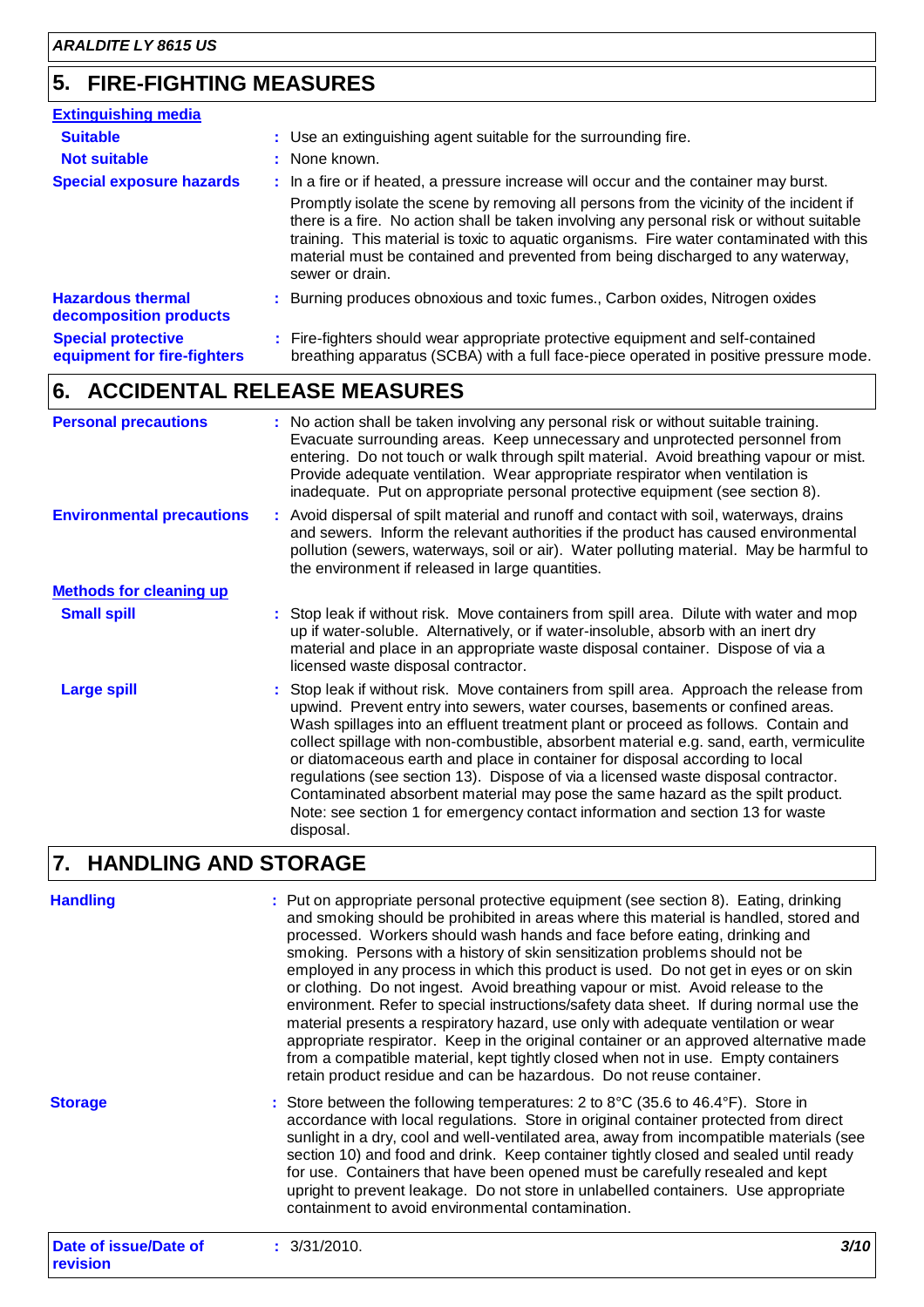## 5. FIRE-FIGHTING MEASURES

**Extinguishing media**

**Suitable** : Use an extinguishing agent suitable for the surrounding fire.

**Not suitable** : None known.

**Special exposure hazards** : In a fire or if heated, a pressure increase will occur and the container may burst.

Promptly isolate the scene by removing all persons from the vicinity of the incident if there is a fire. No action shall be taken involving any personal risk or without suitable training. This material is toxic to aquatic organisms. Fire water contaminated with this material must be contained and prevented from being discharged to any waterway, sewer or drain.

**Hazardous thermal decomposition products** : Burning produces obnoxious and toxic fumes., Carbon oxides, Nitrogen oxides

**Special protective equipment for fire-fighters** : Fire-fighters should wear appropriate protective equipment and self-contained breathing apparatus (SCBA) with a full face-piece operated in positive pressure mode.

## 6. ACCIDENTAL RELEASE MEASURES

**Personal precautions** : No action shall be taken involving any personal risk or without suitable training. Evacuate surrounding areas. Keep unnecessary and unprotected personnel from entering. Do not touch or walk through spilt material. Avoid breathing vapour or mist. Provide adequate ventilation. Wear appropriate respirator when ventilation is inadequate. Put on appropriate personal protective equipment (see section 8).

**Environmental precautions** : Avoid dispersal of spilt material and runoff and contact with soil, waterways, drains and sewers. Inform the relevant authorities if the product has caused environmental pollution (sewers, waterways, soil or air). Water polluting material. May be harmful to the environment if released in large quantities.

**Methods for cleaning up**

**Small spill** : Stop leak if without risk. Move containers from spill area. Dilute with water and mop up if water-soluble. Alternatively, or if water-insoluble, absorb with an inert dry material and place in an appropriate waste disposal container. Dispose of via a licensed waste disposal contractor.

**Large spill** : Stop leak if without risk. Move containers from spill area. Approach the release from upwind. Prevent entry into sewers, water courses, basements or confined areas. Wash spillages into an effluent treatment plant or proceed as follows. Contain and collect spillage with non-combustible, absorbent material e.g. sand, earth, vermiculite or diatomaceous earth and place in container for disposal according to local regulations (see section 13). Dispose of via a licensed waste disposal contractor. Contaminated absorbent material may pose the same hazard as the spilt product. Note: see section 1 for emergency contact information and section 13 for waste disposal.

## 7. HANDLING AND STORAGE

**Handling** : Put on appropriate personal protective equipment (see section 8). Eating, drinking and smoking should be prohibited in areas where this material is handled, stored and processed. Workers should wash hands and face before eating, drinking and smoking. Persons with a history of skin sensitization problems should not be employed in any process in which this product is used. Do not get in eyes or on skin or clothing. Do not ingest. Avoid breathing vapour or mist. Avoid release to the environment. Refer to special instructions/safety data sheet. If during normal use the material presents a respiratory hazard, use only with adequate ventilation or wear appropriate respirator. Keep in the original container or an approved alternative made from a compatible material, kept tightly closed when not in use. Empty containers retain product residue and can be hazardous. Do not reuse container.

**Storage** : Store between the following temperatures: 2 to 8°C (35.6 to 46.4°F). Store in accordance with local regulations. Store in original container protected from direct sunlight in a dry, cool and well-ventilated area, away from incompatible materials (see section 10) and food and drink. Keep container tightly closed and sealed until ready for use. Containers that have been opened must be carefully resealed and kept upright to prevent leakage. Do not store in unlabelled containers. Use appropriate containment to avoid environmental contamination.

**Date of issue/Date of revision** : 3/31/2010.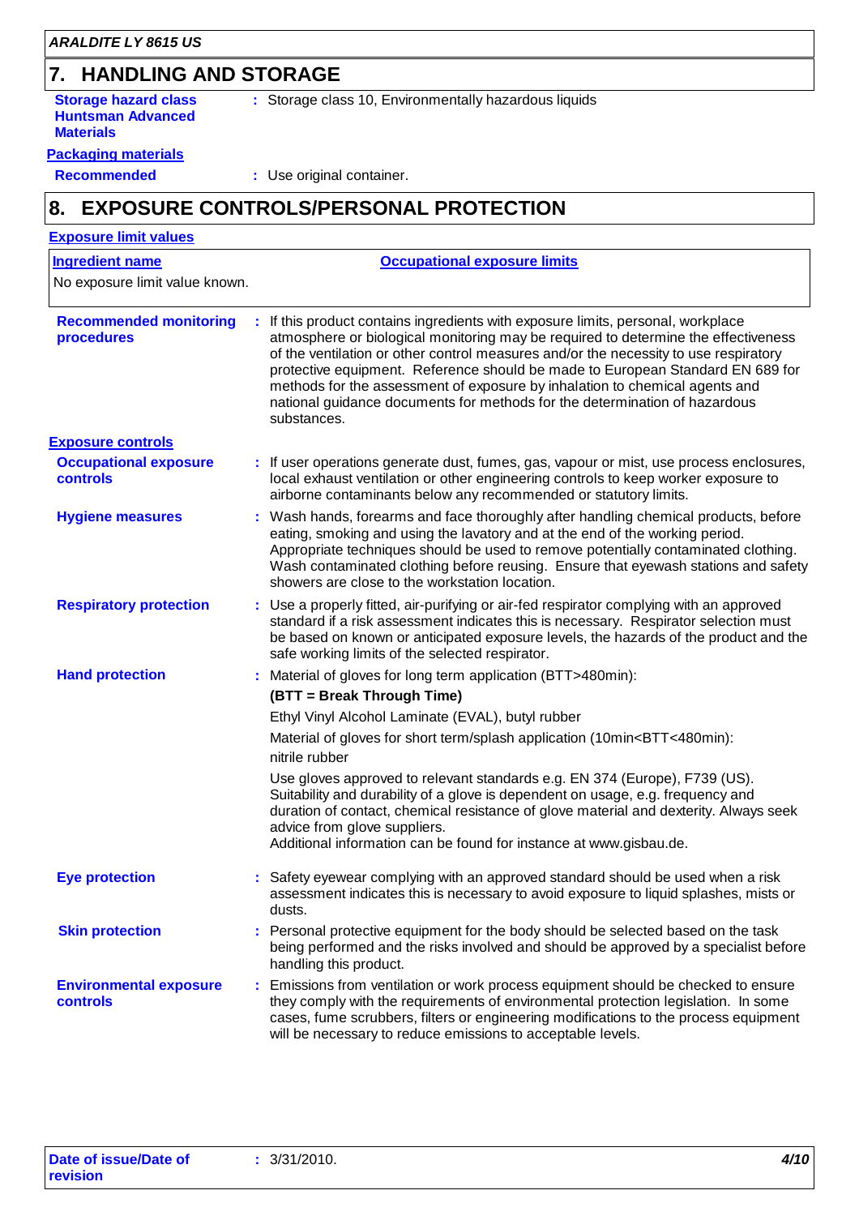## 7. HANDLING AND STORAGE

**Storage hazard class Huntsman Advanced Materials** : Storage class 10, Environmentally hazardous liquids

**Packaging materials**

**Recommended** : Use original container.

## 8. EXPOSURE CONTROLS/PERSONAL PROTECTION

**Exposure limit values**

| Ingredient name | Occupational exposure limits |
|---|---|
| No exposure limit value known. | |

**Recommended monitoring procedures** : If this product contains ingredients with exposure limits, personal, workplace atmosphere or biological monitoring may be required to determine the effectiveness of the ventilation or other control measures and/or the necessity to use respiratory protective equipment. Reference should be made to European Standard EN 689 for methods for the assessment of exposure by inhalation to chemical agents and national guidance documents for methods for the determination of hazardous substances.

**Exposure controls**

**Occupational exposure controls** : If user operations generate dust, fumes, gas, vapour or mist, use process enclosures, local exhaust ventilation or other engineering controls to keep worker exposure to airborne contaminants below any recommended or statutory limits.

**Hygiene measures** : Wash hands, forearms and face thoroughly after handling chemical products, before eating, smoking and using the lavatory and at the end of the working period. Appropriate techniques should be used to remove potentially contaminated clothing. Wash contaminated clothing before reusing. Ensure that eyewash stations and safety showers are close to the workstation location.

**Respiratory protection** : Use a properly fitted, air-purifying or air-fed respirator complying with an approved standard if a risk assessment indicates this is necessary. Respirator selection must be based on known or anticipated exposure levels, the hazards of the product and the safe working limits of the selected respirator.

**Hand protection** : Material of gloves for long term application (BTT>480min):

**(BTT = Break Through Time)**

Ethyl Vinyl Alcohol Laminate (EVAL), butyl rubber

Material of gloves for short term/splash application (10min<BTT<480min):

nitrile rubber

Use gloves approved to relevant standards e.g. EN 374 (Europe), F739 (US). Suitability and durability of a glove is dependent on usage, e.g. frequency and duration of contact, chemical resistance of glove material and dexterity. Always seek advice from glove suppliers.
Additional information can be found for instance at www.gisbau.de.

**Eye protection** : Safety eyewear complying with an approved standard should be used when a risk assessment indicates this is necessary to avoid exposure to liquid splashes, mists or dusts.

**Skin protection** : Personal protective equipment for the body should be selected based on the task being performed and the risks involved and should be approved by a specialist before handling this product.

**Environmental exposure controls** : Emissions from ventilation or work process equipment should be checked to ensure they comply with the requirements of environmental protection legislation. In some cases, fume scrubbers, filters or engineering modifications to the process equipment will be necessary to reduce emissions to acceptable levels.

**Date of issue/Date of revision** : 3/31/2010.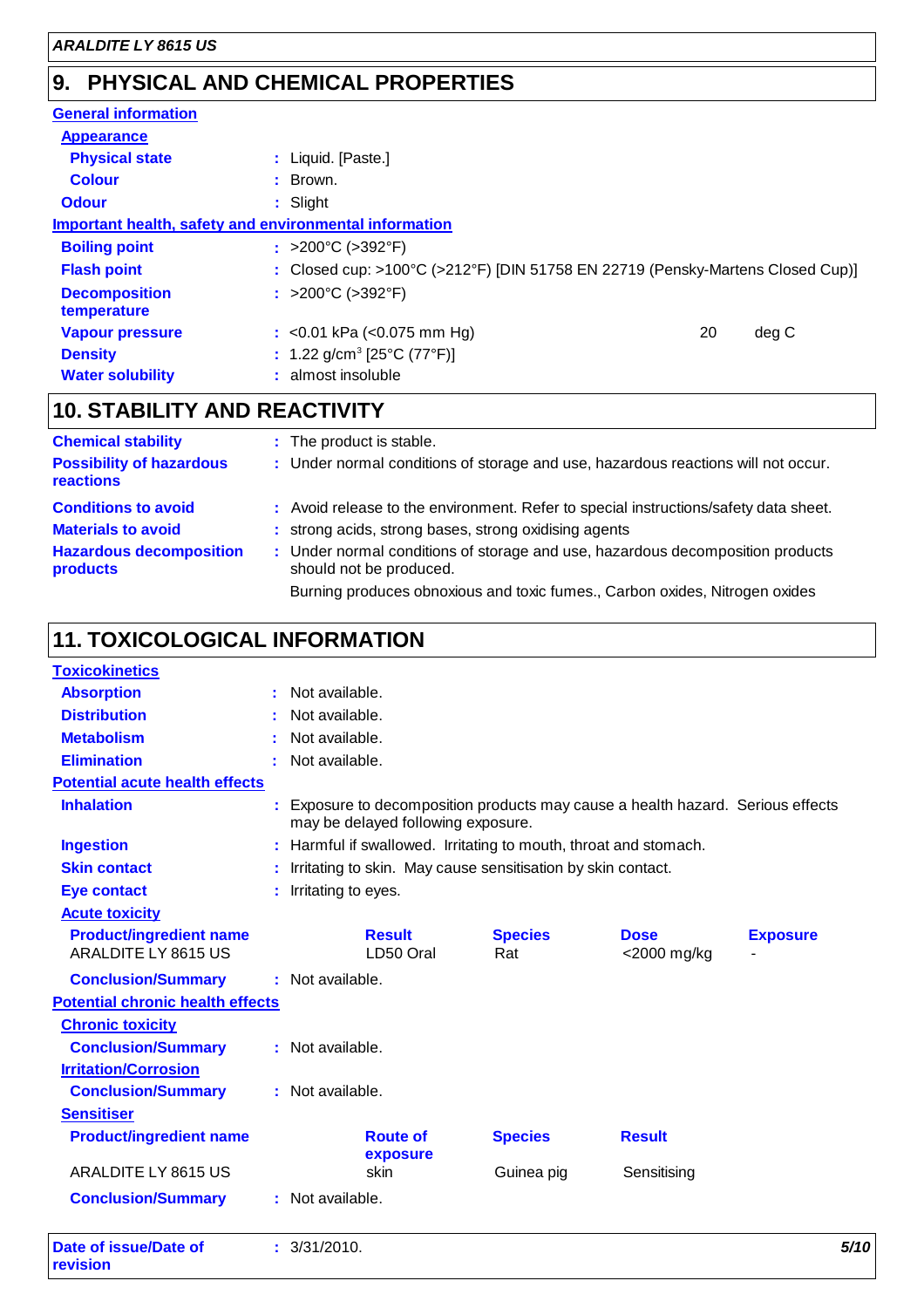## 9. PHYSICAL AND CHEMICAL PROPERTIES

**General information**

**Appearance**

| | |
|---|---|
| **Physical state** | : Liquid. [Paste.] |
| **Colour** | : Brown. |
| **Odour** | : Slight |

**Important health, safety and environmental information**

| | |
|---|---|
| **Boiling point** | : >200°C (>392°F) |
| **Flash point** | : Closed cup: >100°C (>212°F) [DIN 51758 EN 22719 (Pensky-Martens Closed Cup)] |
| **Decomposition temperature** | : >200°C (>392°F) |
| **Vapour pressure** | : <0.01 kPa (<0.075 mm Hg) 20 deg C |
| **Density** | : 1.22 g/cm$^3$ [25°C (77°F)] |
| **Water solubility** | : almost insoluble |

## 10. STABILITY AND REACTIVITY

| | |
|---|---|
| **Chemical stability** | : The product is stable. |
| **Possibility of hazardous reactions** | : Under normal conditions of storage and use, hazardous reactions will not occur. |
| **Conditions to avoid** | : Avoid release to the environment. Refer to special instructions/safety data sheet. |
| **Materials to avoid** | : strong acids, strong bases, strong oxidising agents |
| **Hazardous decomposition products** | : Under normal conditions of storage and use, hazardous decomposition products should not be produced. Burning produces obnoxious and toxic fumes., Carbon oxides, Nitrogen oxides |

## 11. TOXICOLOGICAL INFORMATION

**Toxicokinetics**

| | |
|---|---|
| **Absorption** | : Not available. |
| **Distribution** | : Not available. |
| **Metabolism** | : Not available. |
| **Elimination** | : Not available. |

**Potential acute health effects**

| | |
|---|---|
| **Inhalation** | : Exposure to decomposition products may cause a health hazard. Serious effects may be delayed following exposure. |
| **Ingestion** | : Harmful if swallowed. Irritating to mouth, throat and stomach. |
| **Skin contact** | : Irritating to skin. May cause sensitisation by skin contact. |
| **Eye contact** | : Irritating to eyes. |

**Acute toxicity**

| Product/ingredient name | Result | Species | Dose | Exposure |
|---|---|---|---|---|
| ARALDITE LY 8615 US | LD50 Oral | Rat | <2000 mg/kg | - |

**Conclusion/Summary** : Not available.

**Potential chronic health effects**

**Chronic toxicity**

**Conclusion/Summary** : Not available.

**Irritation/Corrosion**

**Conclusion/Summary** : Not available.

**Sensitiser**

| Product/ingredient name | Route of exposure | Species | Result |
|---|---|---|---|
| ARALDITE LY 8615 US | skin | Guinea pig | Sensitising |

**Conclusion/Summary** : Not available.

**Date of issue/Date of revision** : 3/31/2010.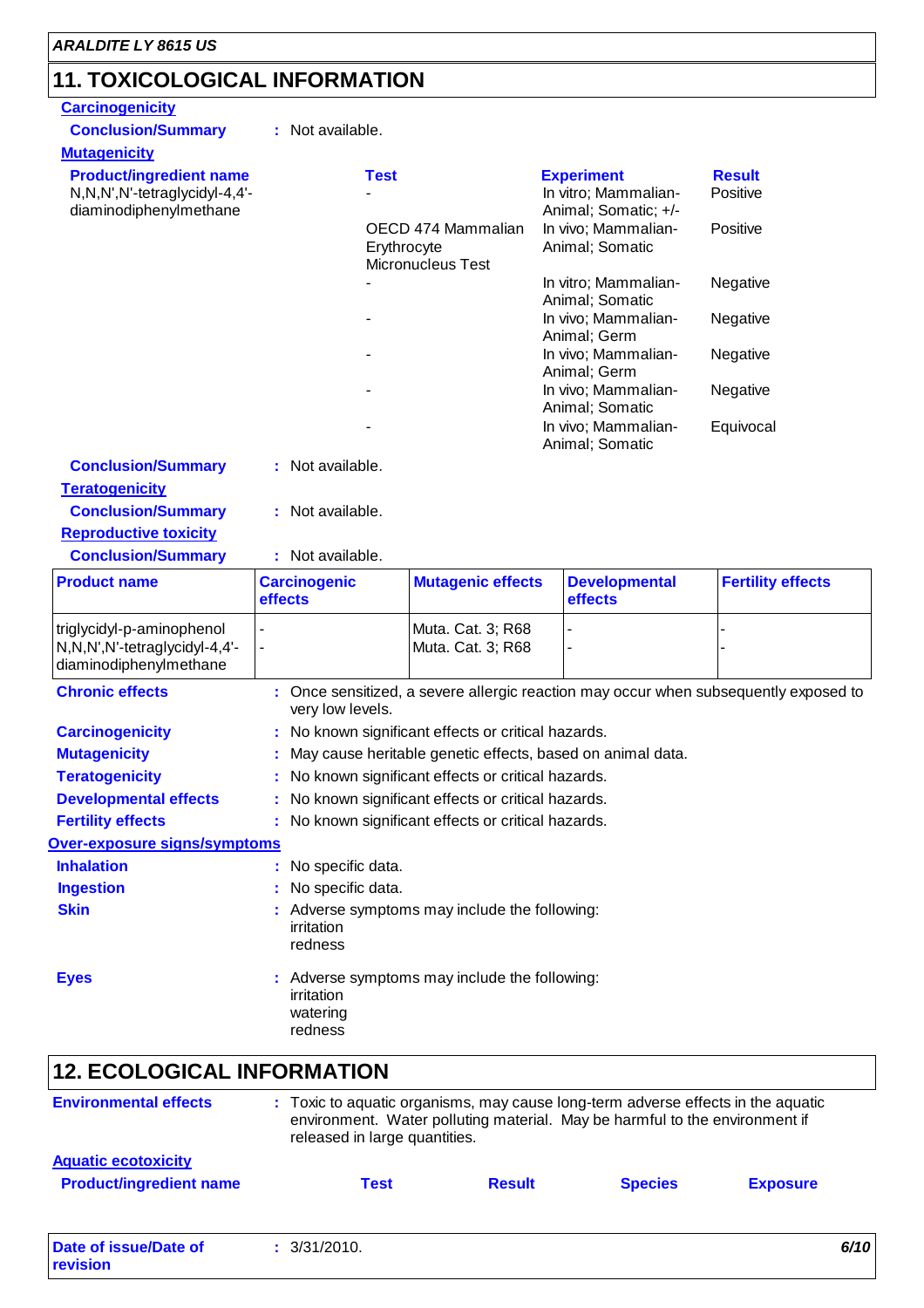## 11. TOXICOLOGICAL INFORMATION

**Carcinogenicity**

**Conclusion/Summary** : Not available.

**Mutagenicity**

| Product/ingredient name | Test | Experiment | Result |
|---|---|---|---|
| N,N,N',N'-tetraglycidyl-4,4'-diaminodiphenylmethane | - | In vitro; Mammalian-Animal; Somatic; +/- | Positive |
| | OECD 474 Mammalian Erythrocyte Micronucleus Test | In vivo; Mammalian-Animal; Somatic | Positive |
| | - | In vitro; Mammalian-Animal; Somatic | Negative |
| | - | In vivo; Mammalian-Animal; Germ | Negative |
| | - | In vivo; Mammalian-Animal; Germ | Negative |
| | - | In vivo; Mammalian-Animal; Somatic | Negative |
| | - | In vivo; Mammalian-Animal; Somatic | Equivocal |

**Conclusion/Summary** : Not available.

**Teratogenicity**

**Conclusion/Summary** : Not available.

**Reproductive toxicity**

**Conclusion/Summary** : Not available.

| Product name | Carcinogenic effects | Mutagenic effects | Developmental effects | Fertility effects |
|---|---|---|---|---|
| triglycidyl-p-aminophenol | - | Muta. Cat. 3; R68 | - | - |
| N,N,N',N'-tetraglycidyl-4,4'-diaminodiphenylmethane | - | Muta. Cat. 3; R68 | - | - |

**Chronic effects** : Once sensitized, a severe allergic reaction may occur when subsequently exposed to very low levels.

**Carcinogenicity** : No known significant effects or critical hazards.

**Mutagenicity** : May cause heritable genetic effects, based on animal data.

**Teratogenicity** : No known significant effects or critical hazards.

**Developmental effects** : No known significant effects or critical hazards.

**Fertility effects** : No known significant effects or critical hazards.

**Over-exposure signs/symptoms**

**Inhalation** : No specific data.

**Ingestion** : No specific data.

**Skin** : Adverse symptoms may include the following:
irritation
redness

**Eyes** : Adverse symptoms may include the following:
irritation
watering
redness

## 12. ECOLOGICAL INFORMATION

**Environmental effects** : Toxic to aquatic organisms, may cause long-term adverse effects in the aquatic environment. Water polluting material. May be harmful to the environment if released in large quantities.

**Aquatic ecotoxicity**

| Product/ingredient name | Test | Result | Species | Exposure |
|---|---|---|---|---|

**Date of issue/Date of revision** : 3/31/2010.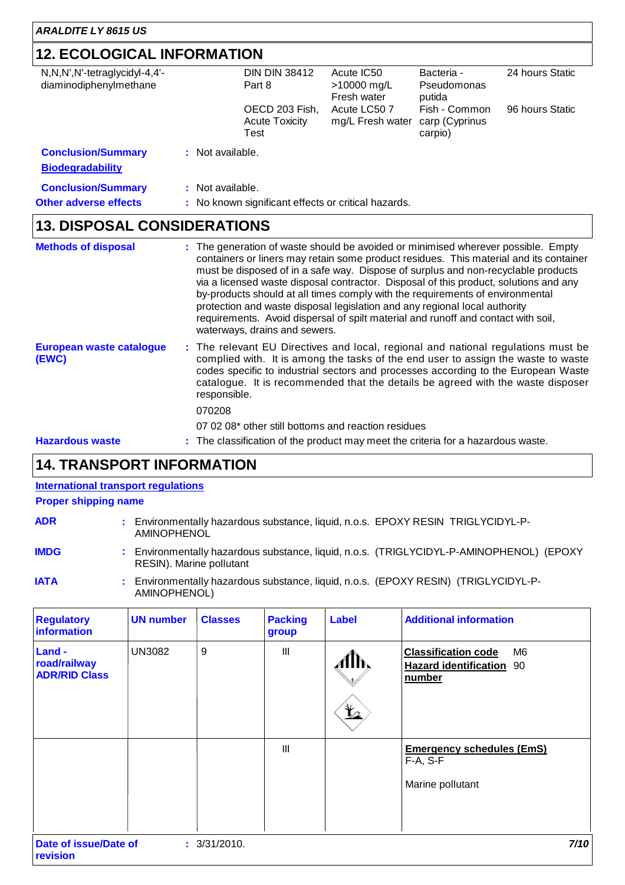## 12. ECOLOGICAL INFORMATION

| | | | | |
|---|---|---|---|---|
| N,N,N',N'-tetraglycidyl-4,4'-diaminodiphenylmethane | DIN DIN 38412 Part 8 | Acute IC50 >10000 mg/L Fresh water | Bacteria - Pseudomonas putida | 24 hours Static |
| | OECD 203 Fish, Acute Toxicity Test | Acute LC50 7 mg/L Fresh water | Fish - Common carp (Cyprinus carpio) | 96 hours Static |

**Conclusion/Summary** : Not available.

**Biodegradability**

**Conclusion/Summary** : Not available.

**Other adverse effects** : No known significant effects or critical hazards.

## 13. DISPOSAL CONSIDERATIONS

**Methods of disposal** : The generation of waste should be avoided or minimised wherever possible. Empty containers or liners may retain some product residues. This material and its container must be disposed of in a safe way. Dispose of surplus and non-recyclable products via a licensed waste disposal contractor. Disposal of this product, solutions and any by-products should at all times comply with the requirements of environmental protection and waste disposal legislation and any regional local authority requirements. Avoid dispersal of spilt material and runoff and contact with soil, waterways, drains and sewers.

**European waste catalogue (EWC)** : The relevant EU Directives and local, regional and national regulations must be complied with. It is among the tasks of the end user to assign the waste to waste codes specific to industrial sectors and processes according to the European Waste catalogue. It is recommended that the details be agreed with the waste disposer responsible.

070208

07 02 08* other still bottoms and reaction residues

**Hazardous waste** : The classification of the product may meet the criteria for a hazardous waste.

## 14. TRANSPORT INFORMATION

**International transport regulations**

**Proper shipping name**

**ADR** : Environmentally hazardous substance, liquid, n.o.s. EPOXY RESIN TRIGLYCIDYL-P-AMINOPHENOL

**IMDG** : Environmentally hazardous substance, liquid, n.o.s. (TRIGLYCIDYL-P-AMINOPHENOL) (EPOXY RESIN). Marine pollutant

**IATA** : Environmentally hazardous substance, liquid, n.o.s. (EPOXY RESIN) (TRIGLYCIDYL-P-AMINOPHENOL)

| Regulatory information | UN number | Classes | Packing group | Label | Additional information |
|---|---|---|---|---|---|
| Land - road/railway ADR/RID Class | UN3082 | 9 | III | | Classification code M6<br>Hazard identification number 90 |
| | | | III | | Emergency schedules (EmS) F-A, S-F<br><br>Marine pollutant |

**Date of issue/Date of revision** : 3/31/2010.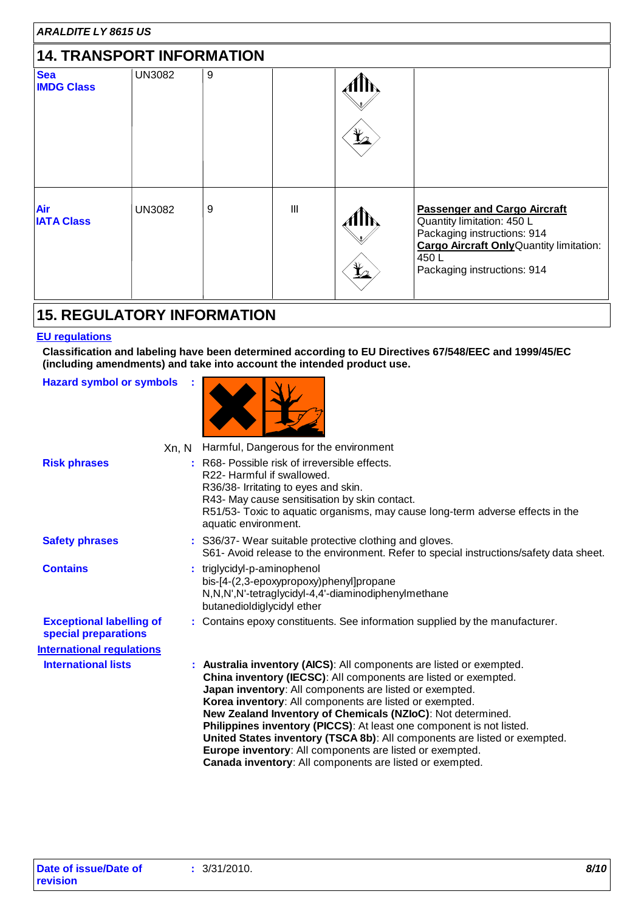## 14. TRANSPORT INFORMATION

| | | | | | |
|---|---|---|---|---|---|
| **Sea** **IMDG Class** | UN3082 | 9 | | | |
| **Air** **IATA Class** | UN3082 | 9 | III | | **Passenger and Cargo Aircraft** Quantity limitation: 450 L Packaging instructions: 914 **Cargo Aircraft Only** Quantity limitation: 450 L Packaging instructions: 914 |

## 15. REGULATORY INFORMATION

**EU regulations**

**Classification and labeling have been determined according to EU Directives 67/548/EEC and 1999/45/EC (including amendments) and take into account the intended product use.**

**Hazard symbol or symbols** :

Xn, N Harmful, Dangerous for the environment

**Risk phrases** : R68- Possible risk of irreversible effects.
R22- Harmful if swallowed.
R36/38- Irritating to eyes and skin.
R43- May cause sensitisation by skin contact.
R51/53- Toxic to aquatic organisms, may cause long-term adverse effects in the aquatic environment.

**Safety phrases** : S36/37- Wear suitable protective clothing and gloves.
S61- Avoid release to the environment. Refer to special instructions/safety data sheet.

**Contains** : triglycidyl-p-aminophenol
bis-[4-(2,3-epoxypropoxy)phenyl]propane
N,N,N',N'-tetraglycidyl-4,4'-diaminodiphenylmethane
butanedioldiglycidyl ether

**Exceptional labelling of special preparations** : Contains epoxy constituents. See information supplied by the manufacturer.

**International regulations**

**International lists** :
**Australia inventory (AICS)**: All components are listed or exempted.
**China inventory (IECSC)**: All components are listed or exempted.
**Japan inventory**: All components are listed or exempted.
**Korea inventory**: All components are listed or exempted.
**New Zealand Inventory of Chemicals (NZIoC)**: Not determined.
**Philippines inventory (PICCS)**: At least one component is not listed.
**United States inventory (TSCA 8b)**: All components are listed or exempted.
**Europe inventory**: All components are listed or exempted.
**Canada inventory**: All components are listed or exempted.

**Date of issue/Date of revision** : 3/31/2010.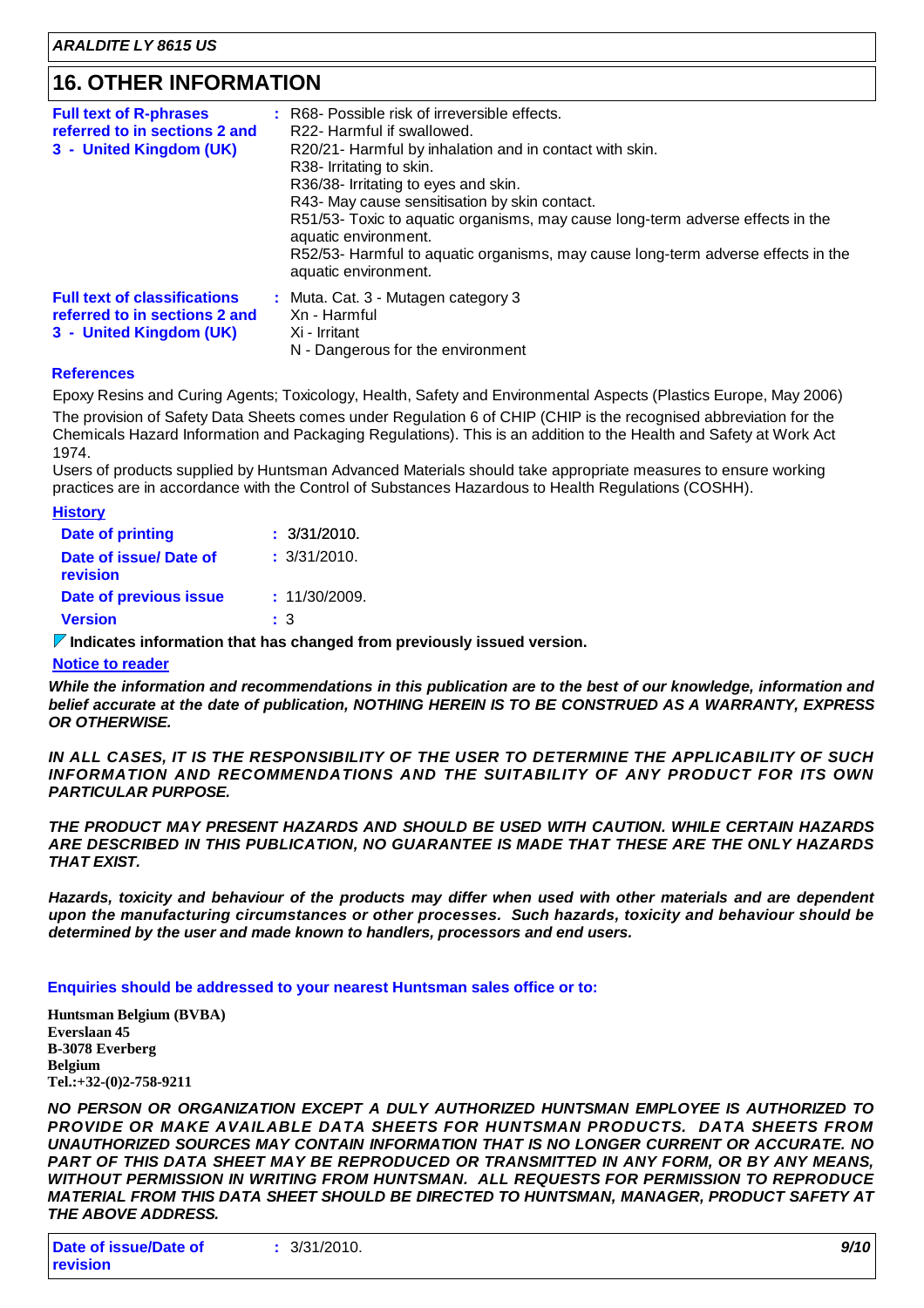## 16. OTHER INFORMATION

| | |
|---|---|
| **Full text of R-phrases referred to in sections 2 and 3 - United Kingdom (UK)** | : R68- Possible risk of irreversible effects.<br>R22- Harmful if swallowed.<br>R20/21- Harmful by inhalation and in contact with skin.<br>R38- Irritating to skin.<br>R36/38- Irritating to eyes and skin.<br>R43- May cause sensitisation by skin contact.<br>R51/53- Toxic to aquatic organisms, may cause long-term adverse effects in the aquatic environment.<br>R52/53- Harmful to aquatic organisms, may cause long-term adverse effects in the aquatic environment. |
| **Full text of classifications referred to in sections 2 and 3 - United Kingdom (UK)** | : Muta. Cat. 3 - Mutagen category 3<br>Xn - Harmful<br>Xi - Irritant<br>N - Dangerous for the environment |

### References

Epoxy Resins and Curing Agents; Toxicology, Health, Safety and Environmental Aspects (Plastics Europe, May 2006)

The provision of Safety Data Sheets comes under Regulation 6 of CHIP (CHIP is the recognised abbreviation for the Chemicals Hazard Information and Packaging Regulations). This is an addition to the Health and Safety at Work Act 1974.

Users of products supplied by Huntsman Advanced Materials should take appropriate measures to ensure working practices are in accordance with the Control of Substances Hazardous to Health Regulations (COSHH).

### History

| | |
|---|---|
| **Date of printing** | : 3/31/2010. |
| **Date of issue/ Date of revision** | : 3/31/2010. |
| **Date of previous issue** | : 11/30/2009. |
| **Version** | : 3 |

**Indicates information that has changed from previously issued version.**

### Notice to reader

***While the information and recommendations in this publication are to the best of our knowledge, information and belief accurate at the date of publication, NOTHING HEREIN IS TO BE CONSTRUED AS A WARRANTY, EXPRESS OR OTHERWISE.***

***IN ALL CASES, IT IS THE RESPONSIBILITY OF THE USER TO DETERMINE THE APPLICABILITY OF SUCH INFORMATION AND RECOMMENDATIONS AND THE SUITABILITY OF ANY PRODUCT FOR ITS OWN PARTICULAR PURPOSE.***

***THE PRODUCT MAY PRESENT HAZARDS AND SHOULD BE USED WITH CAUTION. WHILE CERTAIN HAZARDS ARE DESCRIBED IN THIS PUBLICATION, NO GUARANTEE IS MADE THAT THESE ARE THE ONLY HAZARDS THAT EXIST.***

***Hazards, toxicity and behaviour of the products may differ when used with other materials and are dependent upon the manufacturing circumstances or other processes. Such hazards, toxicity and behaviour should be determined by the user and made known to handlers, processors and end users.***

**Enquiries should be addressed to your nearest Huntsman sales office or to:**

**Huntsman Belgium (BVBA)**
**Everslaan 45**
**B-3078 Everberg**
**Belgium**
**Tel.:+32-(0)2-758-9211**

***NO PERSON OR ORGANIZATION EXCEPT A DULY AUTHORIZED HUNTSMAN EMPLOYEE IS AUTHORIZED TO PROVIDE OR MAKE AVAILABLE DATA SHEETS FOR HUNTSMAN PRODUCTS. DATA SHEETS FROM UNAUTHORIZED SOURCES MAY CONTAIN INFORMATION THAT IS NO LONGER CURRENT OR ACCURATE. NO PART OF THIS DATA SHEET MAY BE REPRODUCED OR TRANSMITTED IN ANY FORM, OR BY ANY MEANS, WITHOUT PERMISSION IN WRITING FROM HUNTSMAN. ALL REQUESTS FOR PERMISSION TO REPRODUCE MATERIAL FROM THIS DATA SHEET SHOULD BE DIRECTED TO HUNTSMAN, MANAGER, PRODUCT SAFETY AT THE ABOVE ADDRESS.***